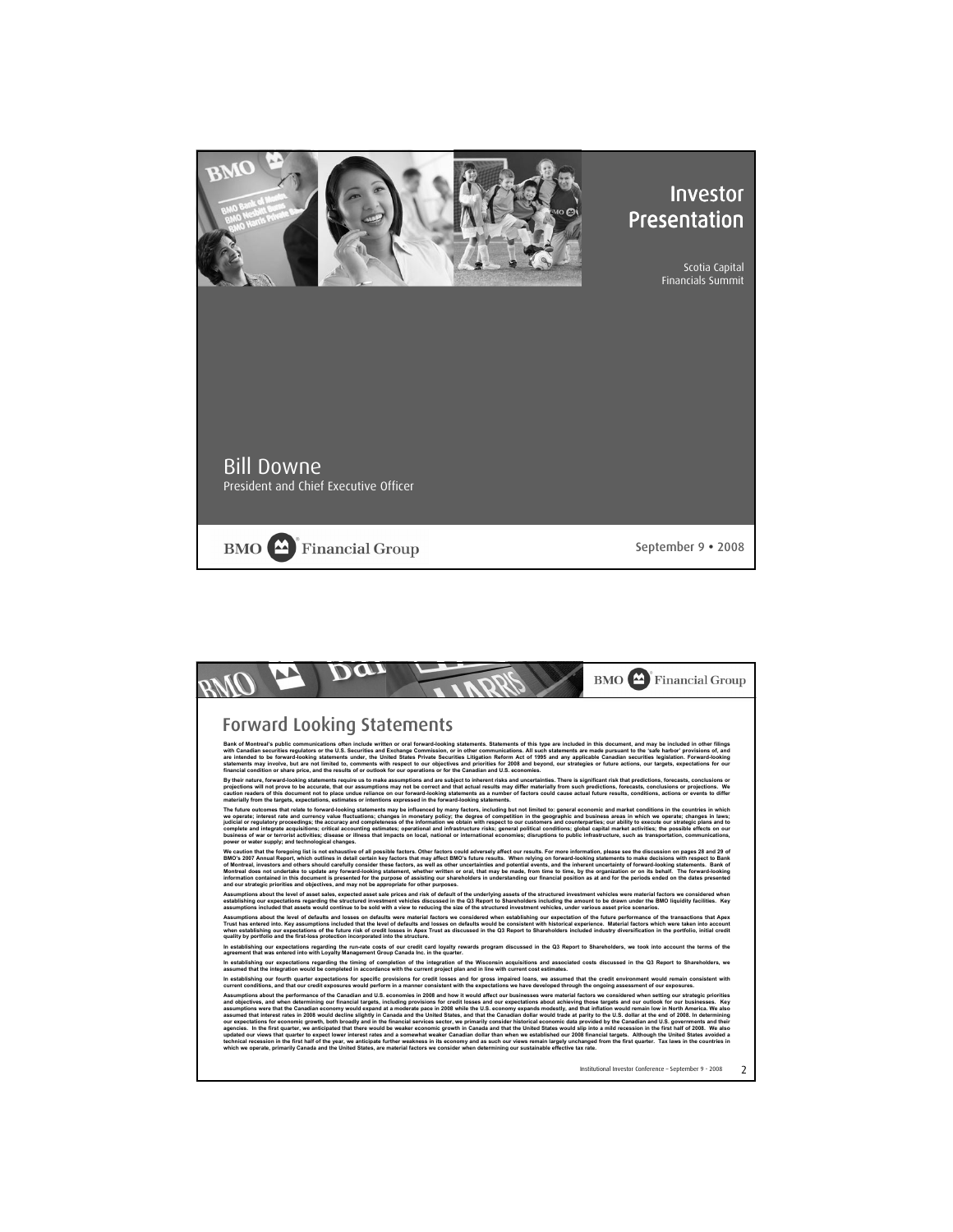# Investor Presentation

Scotia Capital Financials Summit

Bill Downe
President and Chief Executive Officer

BMO Financial Group

September 9 • 2008

---

BMO Financial Group

## Forward Looking Statements

**Bank of Montreal's public communications often include written or oral forward-looking statements. Statements of this type are included in this document, and may be included in other filings with Canadian securities regulators or the U.S. Securities and Exchange Commission, or in other communications. All such statements are made pursuant to the 'safe harbor' provisions of, and are intended to be forward-looking statements under, the United States Private Securities Litigation Reform Act of 1995 and any applicable Canadian securities legislation. Forward-looking statements may involve, but are not limited to, comments with respect to our objectives and priorities for 2008 and beyond, our strategies or future actions, our targets, expectations for our financial condition or share price, and the results of or outlook for our operations or for the Canadian and U.S. economies.**

**By their nature, forward-looking statements require us to make assumptions and are subject to inherent risks and uncertainties. There is significant risk that predictions, forecasts, conclusions or projections will not prove to be accurate, that our assumptions may not be correct and that actual results may differ materially from such predictions, forecasts, conclusions or projections. We caution readers of this document not to place undue reliance on our forward-looking statements as a number of factors could cause actual future results, conditions, actions or events to differ materially from the targets, expectations, estimates or intentions expressed in the forward-looking statements.**

**The future outcomes that relate to forward-looking statements may be influenced by many factors, including but not limited to: general economic and market conditions in the countries in which we operate; interest rate and currency value fluctuations; changes in monetary policy; the degree of competition in the geographic and business areas in which we operate; changes in laws; judicial or regulatory proceedings; the accuracy and completeness of the information we obtain with respect to our customers and counterparties; our ability to execute our strategic plans and to complete and integrate acquisitions; critical accounting estimates; operational and infrastructure risks; general political conditions; global capital market activities; the possible effects on our business of war or terrorist activities; disease or illness that impacts on local, national or international economies; disruptions to public infrastructure, such as transportation, communications, power or water supply; and technological changes.**

**We caution that the foregoing list is not exhaustive of all possible factors. Other factors could adversely affect our results. For more information, please see the discussion on pages 28 and 29 of BMO's 2007 Annual Report, which outlines in detail certain key factors that may affect BMO's future results. When relying on forward-looking statements to make decisions with respect to Bank of Montreal, investors and others should carefully consider these factors, as well as other uncertainties and potential events, and the inherent uncertainty of forward-looking statements. Bank of Montreal does not undertake to update any forward-looking statement, whether written or oral, that may be made, from time to time, by the organization or on its behalf. The forward-looking information contained in this document is presented for the purpose of assisting our shareholders in understanding our financial position as at and for the periods ended on the dates presented and our strategic priorities and objectives, and may not be appropriate for other purposes.**

**Assumptions about the level of asset sales, expected asset sale prices and risk of default of the underlying assets of the structured investment vehicles were material factors we considered when establishing our expectations regarding the structured investment vehicles discussed in the Q3 Report to Shareholders including the amount to be drawn under the BMO liquidity facilities. Key assumptions included that assets would continue to be sold with a view to reducing the size of the structured investment vehicles, under various asset price scenarios.**

**Assumptions about the level of defaults and losses on defaults were material factors we considered when establishing our expectation of the future performance of the transactions that Apex Trust has entered into. Key assumptions included that the level of defaults and losses on defaults would be consistent with historical experience. Material factors which were taken into account when establishing our expectations of the future risk of credit losses in Apex Trust as discussed in the Q3 Report to Shareholders included industry diversification in the portfolio, initial credit quality by portfolio and the first-loss protection incorporated into the structure.**

**In establishing our expectations regarding the run-rate costs of our credit card loyalty rewards program discussed in the Q3 Report to Shareholders, we took into account the terms of the agreement that was entered into with Loyalty Management Group Canada Inc. in the quarter.**

**In establishing our expectations regarding the timing of completion of the integration of the Wisconsin acquisitions and associated costs discussed in the Q3 Report to Shareholders, we assumed that the integration would be completed in accordance with the current project plan and in line with current cost estimates.**

**In establishing our fourth quarter expectations for specific provisions for credit losses and for gross impaired loans, we assumed that the credit environment would remain consistent with current conditions, and that our credit exposures would perform in a manner consistent with the expectations we have developed through the ongoing assessment of our exposures.**

**Assumptions about the performance of the Canadian and U.S. economies in 2008 and how it would affect our businesses were material factors we considered when setting our strategic priorities and objectives, and when determining our financial targets, including provisions for credit losses and our expectations about achieving those targets and our outlook for our businesses. Key assumptions were that the Canadian economy would expand at a moderate pace in 2008 while the U.S. economy expands modestly, and that inflation would remain low in North America. We also assumed that interest rates in 2008 would decline slightly in Canada and the United States, and that the Canadian dollar would trade at parity to the U.S. dollar at the end of 2008. In determining our expectations for economic growth, both broadly and in the financial services sector, we primarily consider historical economic data provided by the Canadian and U.S. governments and their agencies. In the first quarter, we anticipated that there would be weaker economic growth in Canada and that the United States would slip into a mild recession in the first half of 2008. We also updated our views that quarter to expect lower interest rates and a somewhat weaker Canadian dollar than when we established our 2008 financial targets. Although the United States avoided a technical recession in the first half of the year, we anticipate further weakness in its economy and as such our views remain largely unchanged from the first quarter. Tax laws in the countries in which we operate, primarily Canada and the United States, are material factors we consider when determining our sustainable effective tax rate.**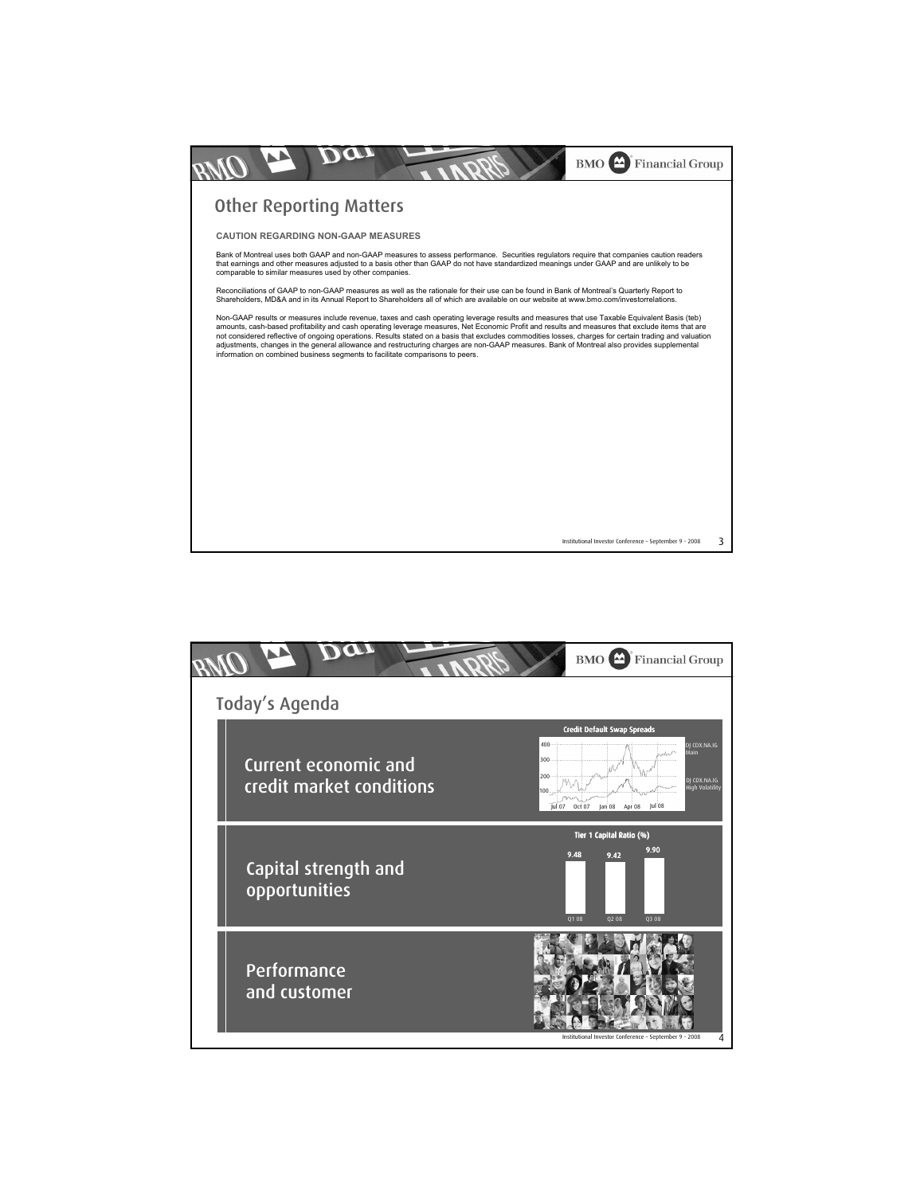# Other Reporting Matters

**CAUTION REGARDING NON-GAAP MEASURES**

Bank of Montreal uses both GAAP and non-GAAP measures to assess performance. Securities regulators require that companies caution readers that earnings and other measures adjusted to a basis other than GAAP do not have standardized meanings under GAAP and are unlikely to be comparable to similar measures used by other companies.

Reconciliations of GAAP to non-GAAP measures as well as the rationale for their use can be found in Bank of Montreal's Quarterly Report to Shareholders, MD&A and in its Annual Report to Shareholders all of which are available on our website at www.bmo.com/investorrelations.

Non-GAAP results or measures include revenue, taxes and cash operating leverage results and measures that use Taxable Equivalent Basis (teb) amounts, cash-based profitability and cash operating leverage measures, Net Economic Profit and results and measures that exclude items that are not considered reflective of ongoing operations. Results stated on a basis that excludes commodities losses, charges for certain trading and valuation adjustments, changes in the general allowance and restructuring charges are non-GAAP measures. Bank of Montreal also provides supplemental information on combined business segments to facilitate comparisons to peers.

# Today's Agenda

## Current economic and credit market conditions

**Credit Default Swap Spreads**

DJ CDX.NA.IG Main

DJ CDX.NA.IG High Volatility

## Capital strength and opportunities

**Tier 1 Capital Ratio (%)**

| Q1 08 | Q2 08 | Q3 08 |
|---|---|---|
| 9.48 | 9.42 | 9.90 |

## Performance and customer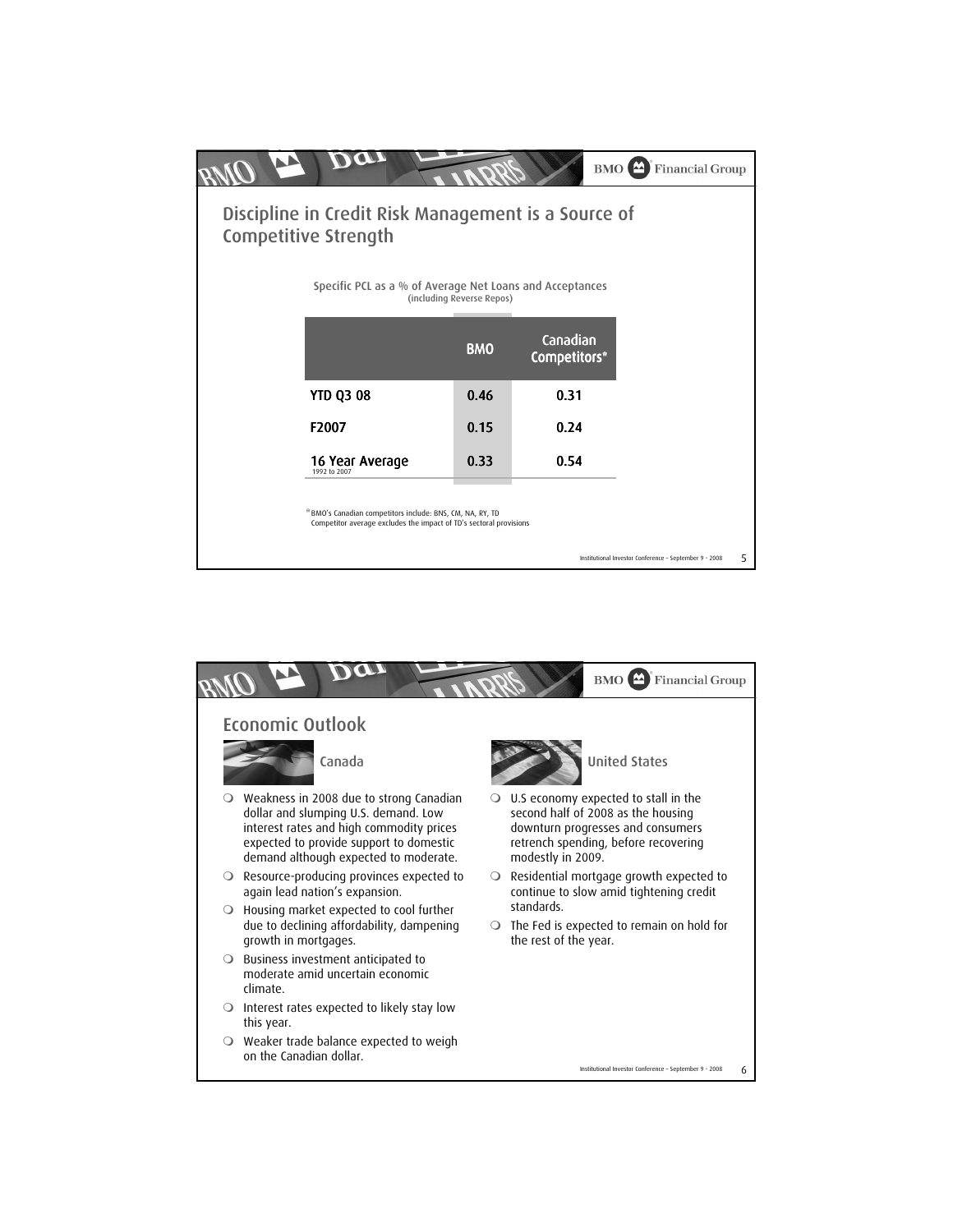## Discipline in Credit Risk Management is a Source of Competitive Strength

Specific PCL as a % of Average Net Loans and Acceptances (including Reverse Repos)

| | BMO | Canadian Competitors* |
|---|---|---|
| YTD Q3 08 | 0.46 | 0.31 |
| F2007 | 0.15 | 0.24 |
| 16 Year Average (1992 to 2007) | 0.33 | 0.54 |

* BMO's Canadian competitors include: BNS, CM, NA, RY, TD
Competitor average excludes the impact of TD's sectoral provisions

## Economic Outlook

### Canada

- Weakness in 2008 due to strong Canadian dollar and slumping U.S. demand. Low interest rates and high commodity prices expected to provide support to domestic demand although expected to moderate.
- Resource-producing provinces expected to again lead nation's expansion.
- Housing market expected to cool further due to declining affordability, dampening growth in mortgages.
- Business investment anticipated to moderate amid uncertain economic climate.
- Interest rates expected to likely stay low this year.
- Weaker trade balance expected to weigh on the Canadian dollar.

### United States

- U.S economy expected to stall in the second half of 2008 as the housing downturn progresses and consumers retrench spending, before recovering modestly in 2009.
- Residential mortgage growth expected to continue to slow amid tightening credit standards.
- The Fed is expected to remain on hold for the rest of the year.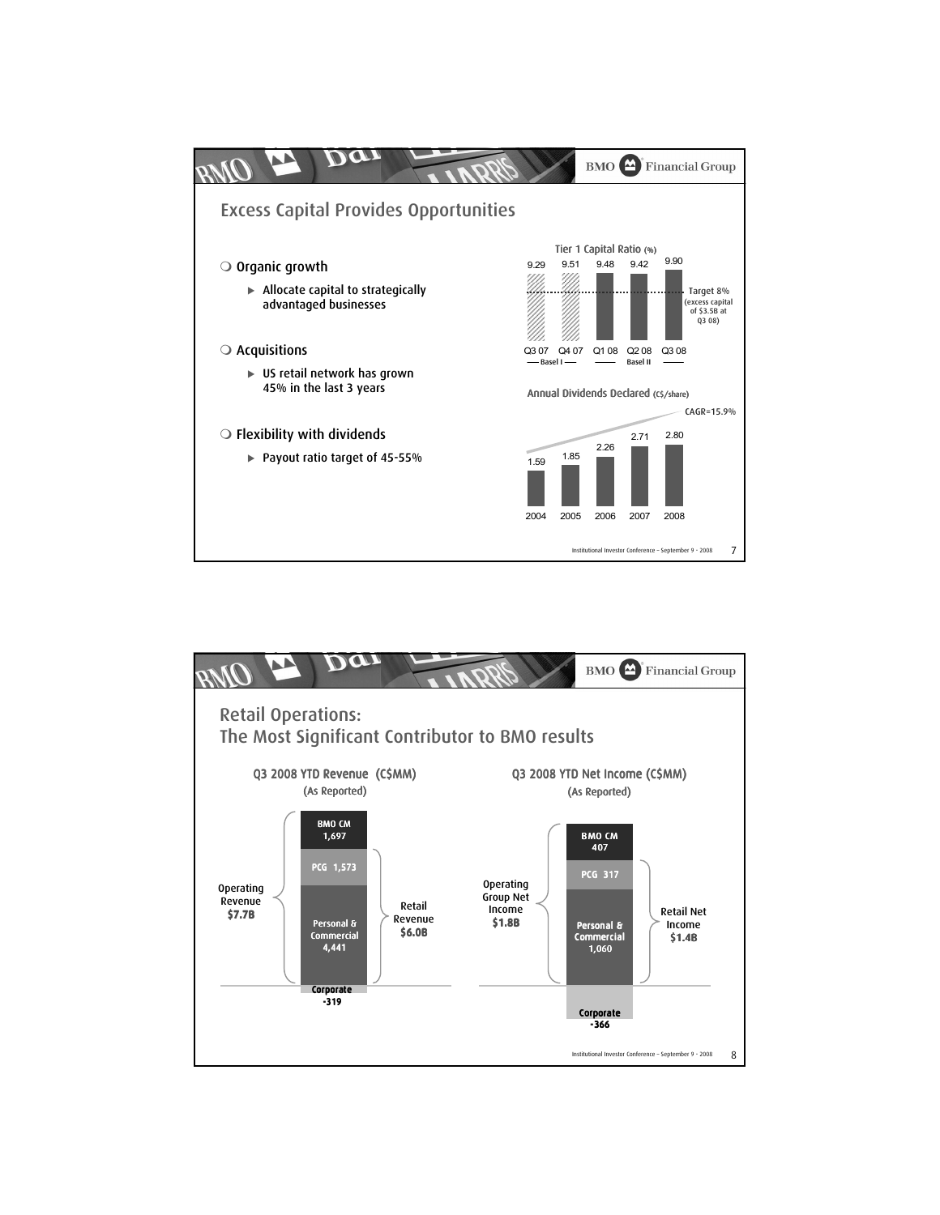## Excess Capital Provides Opportunities

- Organic growth
  - Allocate capital to strategically advantaged businesses
- Acquisitions
  - US retail network has grown 45% in the last 3 years
- Flexibility with dividends
  - Payout ratio target of 45-55%

**Tier 1 Capital Ratio (%)**

| Q3 07 | Q4 07 | Q1 08 | Q2 08 | Q3 08 |
|---|---|---|---|---|
| 9.29 | 9.51 | 9.48 | 9.42 | 9.90 |
| Basel I | | Basel II | | |

Target 8% (excess capital of $3.5B at Q3 08)

**Annual Dividends Declared (C$/share)**

| 2004 | 2005 | 2006 | 2007 | 2008 |
|---|---|---|---|---|
| 1.59 | 1.85 | 2.26 | 2.71 | 2.80 |

CAGR=15.9%

## Retail Operations: The Most Significant Contributor to BMO results

**Q3 2008 YTD Revenue (C$MM)** (As Reported)

| Segment | Revenue |
|---|---|
| BMO CM | 1,697 |
| PCG | 1,573 |
| Personal & Commercial | 4,441 |
| Corporate | -319 |

Operating Revenue $7.7B; Retail Revenue $6.0B

**Q3 2008 YTD Net Income (C$MM)** (As Reported)

| Segment | Net Income |
|---|---|
| BMO CM | 407 |
| PCG | 317 |
| Personal & Commercial | 1,060 |
| Corporate | -366 |

Operating Group Net Income $1.8B; Retail Net Income $1.4B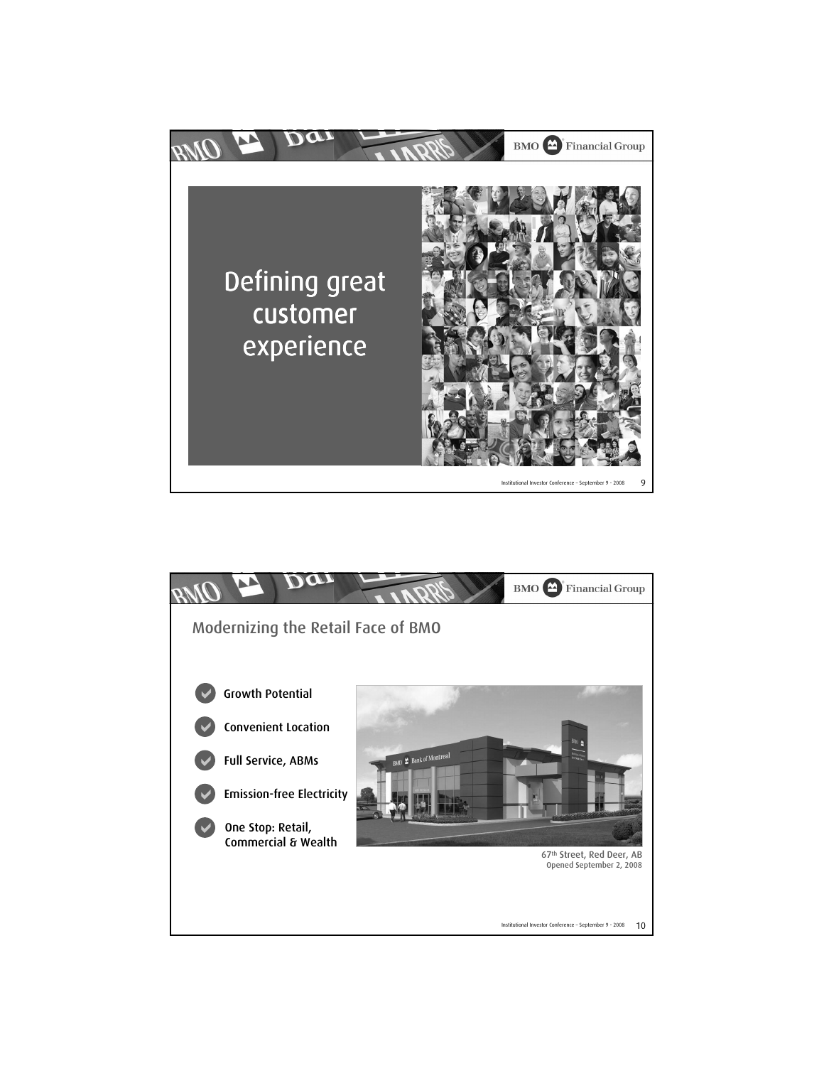# Defining great customer experience

## Modernizing the Retail Face of BMO

- Growth Potential
- Convenient Location
- Full Service, ABMs
- Emission-free Electricity
- One Stop: Retail, Commercial & Wealth

67th Street, Red Deer, AB
Opened September 2, 2008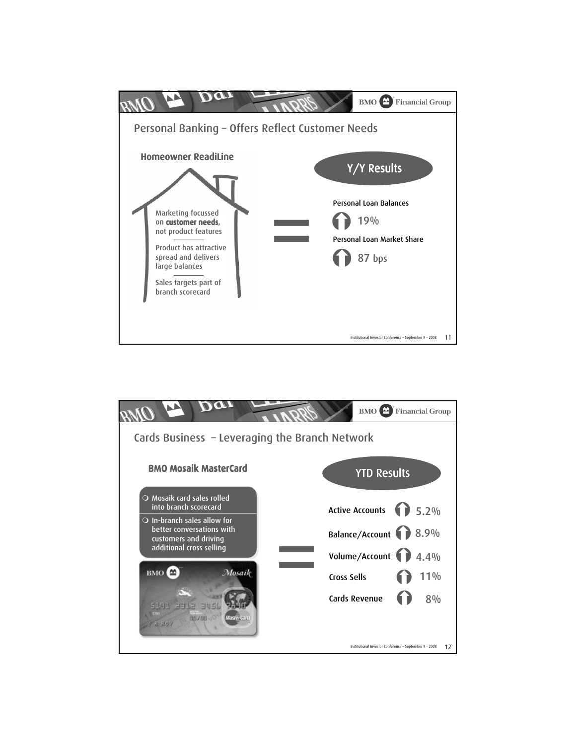## Personal Banking – Offers Reflect Customer Needs

### Homeowner ReadiLine

- Marketing focussed on **customer needs**, not product features
- Product has attractive spread and delivers large balances
- Sales targets part of branch scorecard

=

**Y/Y Results**

Personal Loan Balances
↑ 19%

Personal Loan Market Share
↑ 87 bps

---

## Cards Business – Leveraging the Branch Network

### BMO Mosaik MasterCard

- Mosaik card sales rolled into branch scorecard
- In-branch sales allow for better conversations with customers and driving additional cross selling

=

**YTD Results**

| Metric | Change |
|---|---|
| Active Accounts | ↑ 5.2% |
| Balance/Account | ↑ 8.9% |
| Volume/Account | ↑ 4.4% |
| Cross Sells | ↑ 11% |
| Cards Revenue | ↑ 8% |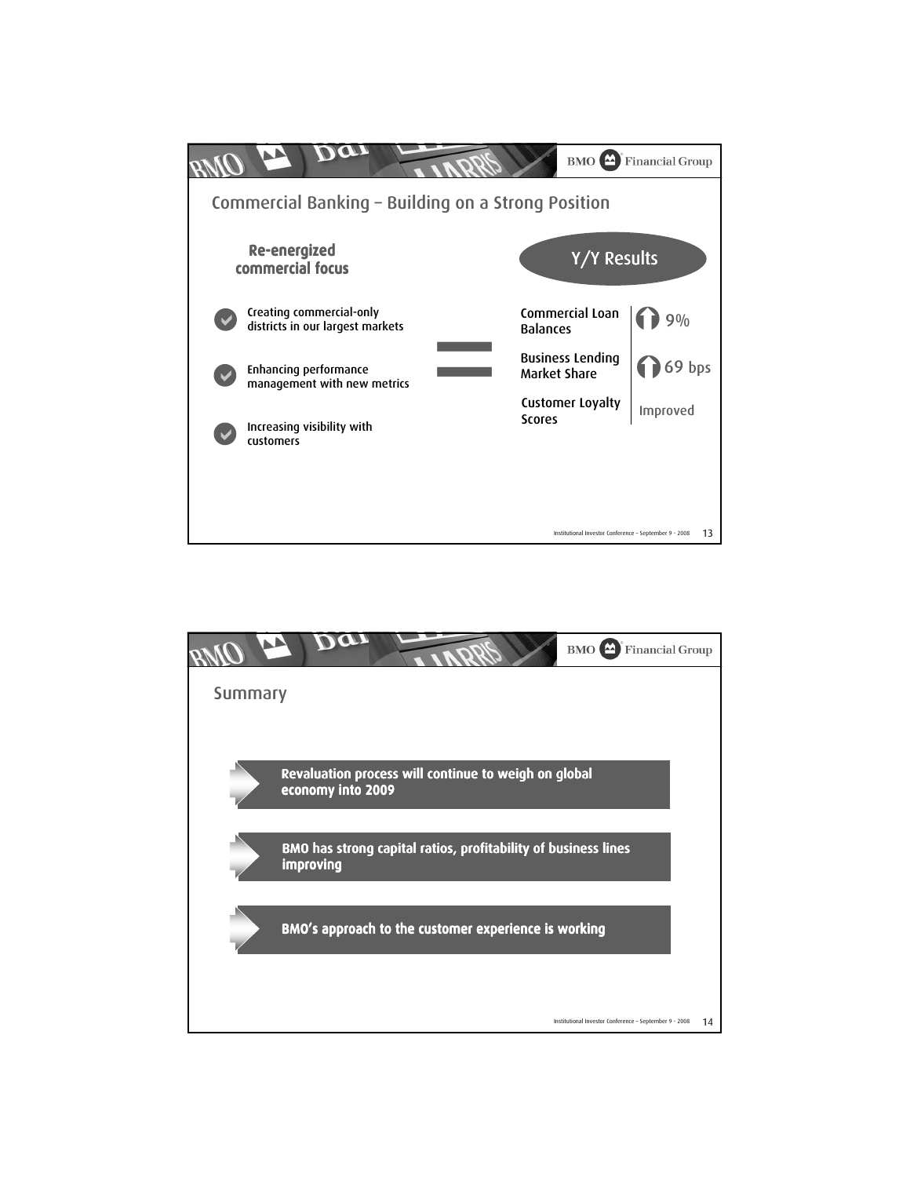## Commercial Banking – Building on a Strong Position

**Re-energized commercial focus**

- Creating commercial-only districts in our largest markets
- Enhancing performance management with new metrics
- Increasing visibility with customers

=

**Y/Y Results**

| | |
|---|---|
| Commercial Loan Balances | ↑ 9% |
| Business Lending Market Share | ↑ 69 bps |
| Customer Loyalty Scores | Improved |

## Summary

- **Revaluation process will continue to weigh on global economy into 2009**
- **BMO has strong capital ratios, profitability of business lines improving**
- **BMO's approach to the customer experience is working**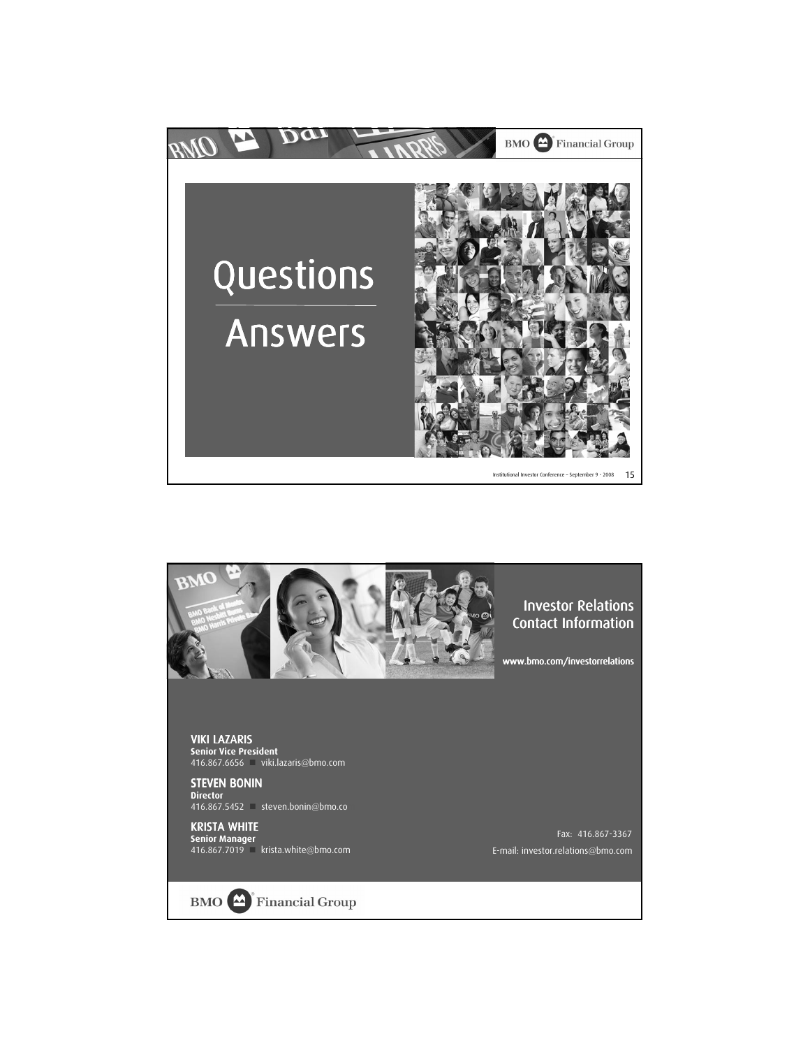# Questions

# Answers

## Investor Relations Contact Information

www.bmo.com/investorrelations

**VIKI LAZARIS**
**Senior Vice President**
416.867.6656 ■ viki.lazaris@bmo.com

**STEVEN BONIN**
**Director**
416.867.5452 ■ steven.bonin@bmo.co

**KRISTA WHITE**
**Senior Manager**
416.867.7019 ■ krista.white@bmo.com

Fax: 416.867-3367
E-mail: investor.relations@bmo.com

BMO Financial Group